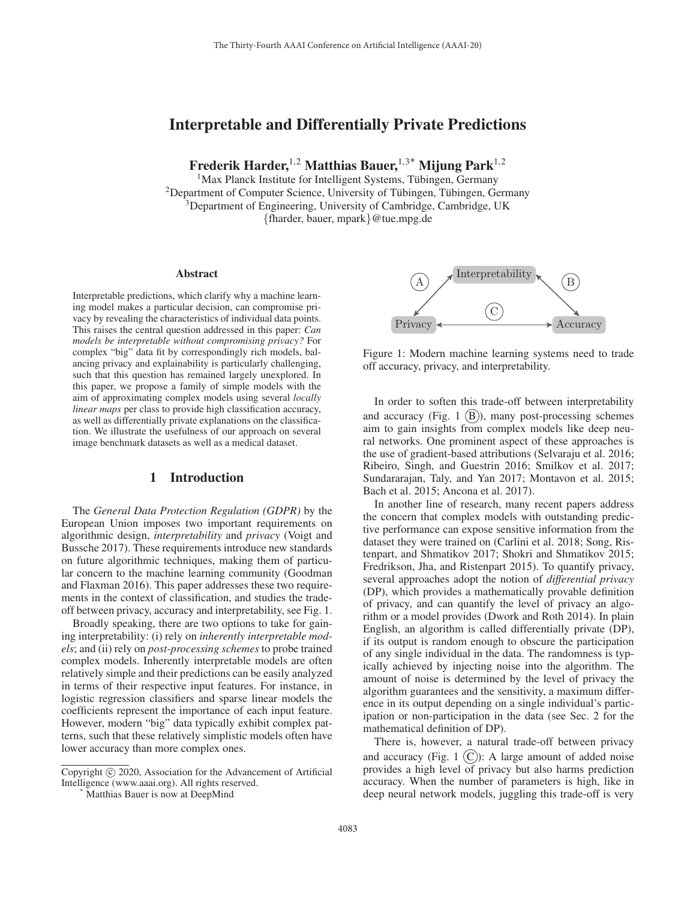# Interpretable and Differentially Private Predictions

**Frederik Harder,**[1,2] **Matthias Bauer,**[1,3*] **Mijung Park**[1,2]

[1]Max Planck Institute for Intelligent Systems, Tübingen, Germany
[2]Department of Computer Science, University of Tübingen, Tübingen, Germany
[3]Department of Engineering, University of Cambridge, Cambridge, UK
{fharder, bauer, mpark}@tue.mpg.de

### Abstract

Interpretable predictions, which clarify why a machine learning model makes a particular decision, can compromise privacy by revealing the characteristics of individual data points. This raises the central question addressed in this paper: *Can models be interpretable without compromising privacy?* For complex "big" data fit by correspondingly rich models, balancing privacy and explainability is particularly challenging, such that this question has remained largely unexplored. In this paper, we propose a family of simple models with the aim of approximating complex models using several *locally linear maps* per class to provide high classification accuracy, as well as differentially private explanations on the classification. We illustrate the usefulness of our approach on several image benchmark datasets as well as a medical dataset.

## 1 Introduction

The *General Data Protection Regulation (GDPR)* by the European Union imposes two important requirements on algorithmic design, *interpretability* and *privacy* (Voigt and Bussche 2017). These requirements introduce new standards on future algorithmic techniques, making them of particular concern to the machine learning community (Goodman and Flaxman 2016). This paper addresses these two requirements in the context of classification, and studies the trade-off between privacy, accuracy and interpretability, see Fig. 1.

Broadly speaking, there are two options to take for gaining interpretability: (i) rely on *inherently interpretable models*; and (ii) rely on *post-processing schemes* to probe trained complex models. Inherently interpretable models are often relatively simple and their predictions can be easily analyzed in terms of their respective input features. For instance, in logistic regression classifiers and sparse linear models the coefficients represent the importance of each input feature. However, modern "big" data typically exhibit complex patterns, such that these relatively simplistic models often have lower accuracy than more complex ones.

Figure 1: Modern machine learning systems need to trade off accuracy, privacy, and interpretability.

In order to soften this trade-off between interpretability and accuracy (Fig. 1 (B)), many post-processing schemes aim to gain insights from complex models like deep neural networks. One prominent aspect of these approaches is the use of gradient-based attributions (Selvaraju et al. 2016; Ribeiro, Singh, and Guestrin 2016; Smilkov et al. 2017; Sundararajan, Taly, and Yan 2017; Montavon et al. 2015; Bach et al. 2015; Ancona et al. 2017).

In another line of research, many recent papers address the concern that complex models with outstanding predictive performance can expose sensitive information from the dataset they were trained on (Carlini et al. 2018; Song, Ristenpart, and Shmatikov 2017; Shokri and Shmatikov 2015; Fredrikson, Jha, and Ristenpart 2015). To quantify privacy, several approaches adopt the notion of *differential privacy* (DP), which provides a mathematically provable definition of privacy, and can quantify the level of privacy an algorithm or a model provides (Dwork and Roth 2014). In plain English, an algorithm is called differentially private (DP), if its output is random enough to obscure the participation of any single individual in the data. The randomness is typically achieved by injecting noise into the algorithm. The amount of noise is determined by the level of privacy the algorithm guarantees and the sensitivity, a maximum difference in its output depending on a single individual's participation or non-participation in the data (see Sec. 2 for the mathematical definition of DP).

There is, however, a natural trade-off between privacy and accuracy (Fig. 1 (C)): A large amount of added noise provides a high level of privacy but also harms prediction accuracy. When the number of parameters is high, like in deep neural network models, juggling this trade-off is very

Copyright © 2020, Association for the Advancement of Artificial Intelligence (www.aaai.org). All rights reserved.

[*] Matthias Bauer is now at DeepMind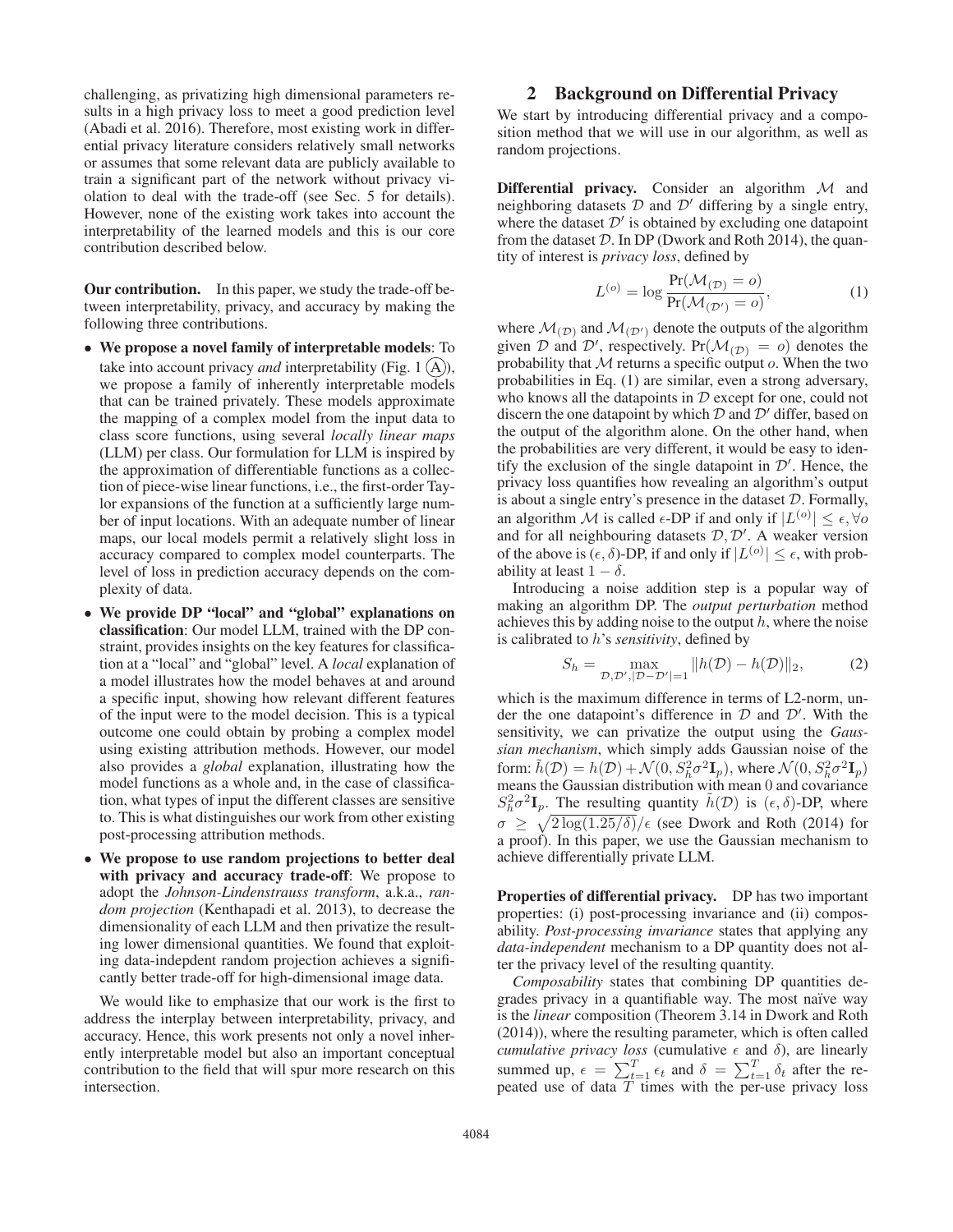challenging, as privatizing high dimensional parameters results in a high privacy loss to meet a good prediction level (Abadi et al. 2016). Therefore, most existing work in differential privacy literature considers relatively small networks or assumes that some relevant data are publicly available to train a significant part of the network without privacy violation to deal with the trade-off (see Sec. 5 for details). However, none of the existing work takes into account the interpretability of the learned models and this is our core contribution described below.

**Our contribution.** In this paper, we study the trade-off between interpretability, privacy, and accuracy by making the following three contributions.

- **We propose a novel family of interpretable models**: To take into account privacy *and* interpretability (Fig. 1 (A)), we propose a family of inherently interpretable models that can be trained privately. These models approximate the mapping of a complex model from the input data to class score functions, using several *locally linear maps* (LLM) per class. Our formulation for LLM is inspired by the approximation of differentiable functions as a collection of piece-wise linear functions, i.e., the first-order Taylor expansions of the function at a sufficiently large number of input locations. With an adequate number of linear maps, our local models permit a relatively slight loss in accuracy compared to complex model counterparts. The level of loss in prediction accuracy depends on the complexity of data.
- **We provide DP "local" and "global" explanations on classification**: Our model LLM, trained with the DP constraint, provides insights on the key features for classification at a "local" and "global" level. A *local* explanation of a model illustrates how the model behaves at and around a specific input, showing how relevant different features of the input were to the model decision. This is a typical outcome one could obtain by probing a complex model using existing attribution methods. However, our model also provides a *global* explanation, illustrating how the model functions as a whole and, in the case of classification, what types of input the different classes are sensitive to. This is what distinguishes our work from other existing post-processing attribution methods.
- **We propose to use random projections to better deal with privacy and accuracy trade-off**: We propose to adopt the *Johnson-Lindenstrauss transform*, a.k.a., *random projection* (Kenthapadi et al. 2013), to decrease the dimensionality of each LLM and then privatize the resulting lower dimensional quantities. We found that exploiting data-indepdent random projection achieves a significantly better trade-off for high-dimensional image data.

We would like to emphasize that our work is the first to address the interplay between interpretability, privacy, and accuracy. Hence, this work presents not only a novel inherently interpretable model but also an important conceptual contribution to the field that will spur more research on this intersection.

## 2 Background on Differential Privacy

We start by introducing differential privacy and a composition method that we will use in our algorithm, as well as random projections.

**Differential privacy.** Consider an algorithm $\mathcal{M}$ and neighboring datasets $\mathcal{D}$ and $\mathcal{D}'$ differing by a single entry, where the dataset $\mathcal{D}'$ is obtained by excluding one datapoint from the dataset $\mathcal{D}$. In DP (Dwork and Roth 2014), the quantity of interest is *privacy loss*, defined by

$$L^{(o)} = \log \frac{\Pr(\mathcal{M}_{(\mathcal{D})} = o)}{\Pr(\mathcal{M}_{(\mathcal{D}')} = o)}, \tag{1}$$

where $\mathcal{M}_{(\mathcal{D})}$ and $\mathcal{M}_{(\mathcal{D}')}$ denote the outputs of the algorithm given $\mathcal{D}$ and $\mathcal{D}'$, respectively. $\Pr(\mathcal{M}_{(\mathcal{D})} = o)$ denotes the probability that $\mathcal{M}$ returns a specific output $o$. When the two probabilities in Eq. (1) are similar, even a strong adversary, who knows all the datapoints in $\mathcal{D}$ except for one, could not discern the one datapoint by which $\mathcal{D}$ and $\mathcal{D}'$ differ, based on the output of the algorithm alone. On the other hand, when the probabilities are very different, it would be easy to identify the exclusion of the single datapoint in $\mathcal{D}'$. Hence, the privacy loss quantifies how revealing an algorithm's output is about a single entry's presence in the dataset $\mathcal{D}$. Formally, an algorithm $\mathcal{M}$ is called $\epsilon$-DP if and only if $|L^{(o)}| \leq \epsilon, \forall o$ and for all neighbouring datasets $\mathcal{D}, \mathcal{D}'$. A weaker version of the above is $(\epsilon, \delta)$-DP, if and only if $|L^{(o)}| \leq \epsilon$, with probability at least $1 - \delta$.

Introducing a noise addition step is a popular way of making an algorithm DP. The *output perturbation* method achieves this by adding noise to the output $h$, where the noise is calibrated to $h$'s *sensitivity*, defined by

$$S_h = \max_{\mathcal{D}, \mathcal{D}', |\mathcal{D} - \mathcal{D}'| = 1} \|h(\mathcal{D}) - h(\mathcal{D})\|_2, \tag{2}$$

which is the maximum difference in terms of L2-norm, under the one datapoint's difference in $\mathcal{D}$ and $\mathcal{D}'$. With the sensitivity, we can privatize the output using the *Gaussian mechanism*, which simply adds Gaussian noise of the form: $\tilde{h}(\mathcal{D}) = h(\mathcal{D}) + \mathcal{N}(0, S_h^2 \sigma^2 \mathbf{I}_p)$, where $\mathcal{N}(0, S_h^2 \sigma^2 \mathbf{I}_p)$ means the Gaussian distribution with mean 0 and covariance $S_h^2 \sigma^2 \mathbf{I}_p$. The resulting quantity $\tilde{h}(\mathcal{D})$ is $(\epsilon, \delta)$-DP, where $\sigma \geq \sqrt{2 \log(1.25/\delta)}/\epsilon$ (see Dwork and Roth (2014) for a proof). In this paper, we use the Gaussian mechanism to achieve differentially private LLM.

**Properties of differential privacy.** DP has two important properties: (i) post-processing invariance and (ii) composability. *Post-processing invariance* states that applying any *data-independent* mechanism to a DP quantity does not alter the privacy level of the resulting quantity.

*Composability* states that combining DP quantities degrades privacy in a quantifiable way. The most naïve way is the *linear* composition (Theorem 3.14 in Dwork and Roth (2014)), where the resulting parameter, which is often called *cumulative privacy loss* (cumulative $\epsilon$ and $\delta$), are linearly summed up, $\epsilon = \sum_{t=1}^{T} \epsilon_t$ and $\delta = \sum_{t=1}^{T} \delta_t$ after the repeated use of data $T$ times with the per-use privacy loss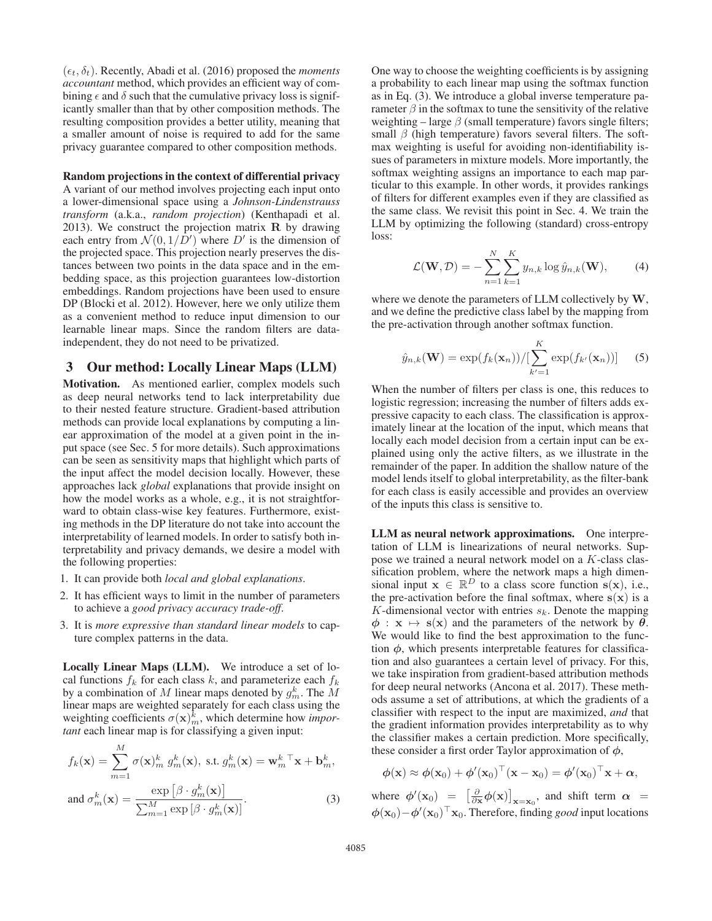$(\epsilon_t, \delta_t)$. Recently, Abadi et al. (2016) proposed the *moments accountant* method, which provides an efficient way of combining $\epsilon$ and $\delta$ such that the cumulative privacy loss is significantly smaller than that by other composition methods. The resulting composition provides a better utility, meaning that a smaller amount of noise is required to add for the same privacy guarantee compared to other composition methods.

**Random projections in the context of differential privacy** A variant of our method involves projecting each input onto a lower-dimensional space using a *Johnson-Lindenstrauss transform* (a.k.a., *random projection*) (Kenthapadi et al. 2013). We construct the projection matrix $\mathbf{R}$ by drawing each entry from $\mathcal{N}(0, 1/D')$ where $D'$ is the dimension of the projected space. This projection nearly preserves the distances between two points in the data space and in the embedding space, as this projection guarantees low-distortion embeddings. Random projections have been used to ensure DP (Blocki et al. 2012). However, here we only utilize them as a convenient method to reduce input dimension to our learnable linear maps. Since the random filters are data-independent, they do not need to be privatized.

## 3 Our method: Locally Linear Maps (LLM)

**Motivation.** As mentioned earlier, complex models such as deep neural networks tend to lack interpretability due to their nested feature structure. Gradient-based attribution methods can provide local explanations by computing a linear approximation of the model at a given point in the input space (see Sec. 5 for more details). Such approximations can be seen as sensitivity maps that highlight which parts of the input affect the model decision locally. However, these approaches lack *global* explanations that provide insight on how the model works as a whole, e.g., it is not straightforward to obtain class-wise key features. Furthermore, existing methods in the DP literature do not take into account the interpretability of learned models. In order to satisfy both interpretability and privacy demands, we desire a model with the following properties:

1. It can provide both *local and global explanations*.
2. It has efficient ways to limit in the number of parameters to achieve a *good privacy accuracy trade-off*.
3. It is *more expressive than standard linear models* to capture complex patterns in the data.

**Locally Linear Maps (LLM).** We introduce a set of local functions $f_k$ for each class $k$, and parameterize each $f_k$ by a combination of $M$ linear maps denoted by $g_m^k$. The $M$ linear maps are weighted separately for each class using the weighting coefficients $\sigma(\mathbf{x})_m^k$, which determine how *important* each linear map is for classifying a given input:

$$
f_k(\mathbf{x}) = \sum_{m=1}^{M} \sigma(\mathbf{x})_m^k \, g_m^k(\mathbf{x}), \text{ s.t. } g_m^k(\mathbf{x}) = \mathbf{w}_m^{k\top}\mathbf{x} + \mathbf{b}_m^k,
$$

$$
\text{and } \sigma_m^k(\mathbf{x}) = \frac{\exp\left[\beta \cdot g_m^k(\mathbf{x})\right]}{\sum_{m=1}^{M} \exp\left[\beta \cdot g_m^k(\mathbf{x})\right]}. \tag{3}
$$

One way to choose the weighting coefficients is by assigning a probability to each linear map using the softmax function as in Eq. (3). We introduce a global inverse temperature parameter $\beta$ in the softmax to tune the sensitivity of the relative weighting – large $\beta$ (small temperature) favors single filters; small $\beta$ (high temperature) favors several filters. The softmax weighting is useful for avoiding non-identifiability issues of parameters in mixture models. More importantly, the softmax weighting assigns an importance to each map particular to this example. In other words, it provides rankings of filters for different examples even if they are classified as the same class. We revisit this point in Sec. 4. We train the LLM by optimizing the following (standard) cross-entropy loss:

$$
\mathcal{L}(\mathbf{W}, \mathcal{D}) = -\sum_{n=1}^{N}\sum_{k=1}^{K} y_{n,k} \log \hat{y}_{n,k}(\mathbf{W}), \tag{4}
$$

where we denote the parameters of LLM collectively by $\mathbf{W}$, and we define the predictive class label by the mapping from the pre-activation through another softmax function.

$$
\hat{y}_{n,k}(\mathbf{W}) = \exp(f_k(\mathbf{x}_n))/[\sum_{k'=1}^{K} \exp(f_{k'}(\mathbf{x}_n))] \tag{5}
$$

When the number of filters per class is one, this reduces to logistic regression; increasing the number of filters adds expressive capacity to each class. The classification is approximately linear at the location of the input, which means that locally each model decision from a certain input can be explained using only the active filters, as we illustrate in the remainder of the paper. In addition the shallow nature of the model lends itself to global interpretability, as the filter-bank for each class is easily accessible and provides an overview of the inputs this class is sensitive to.

**LLM as neural network approximations.** One interpretation of LLM is linearizations of neural networks. Suppose we trained a neural network model on a $K$-class classification problem, where the network maps a high dimensional input $\mathbf{x} \in \mathbb{R}^D$ to a class score function $\mathbf{s}(\mathbf{x})$, i.e., the pre-activation before the final softmax, where $\mathbf{s}(\mathbf{x})$ is a $K$-dimensional vector with entries $s_k$. Denote the mapping $\boldsymbol{\phi} : \mathbf{x} \mapsto \mathbf{s}(\mathbf{x})$ and the parameters of the network by $\boldsymbol{\theta}$. We would like to find the best approximation to the function $\boldsymbol{\phi}$, which presents interpretable features for classification and also guarantees a certain level of privacy. For this, we take inspiration from gradient-based attribution methods for deep neural networks (Ancona et al. 2017). These methods assume a set of attributions, at which the gradients of a classifier with respect to the input are maximized, *and* that the gradient information provides interpretability as to why the classifier makes a certain prediction. More specifically, these consider a first order Taylor approximation of $\boldsymbol{\phi}$,

$$
\boldsymbol{\phi}(\mathbf{x}) \approx \boldsymbol{\phi}(\mathbf{x}_0) + \boldsymbol{\phi}'(\mathbf{x}_0)^\top(\mathbf{x} - \mathbf{x}_0) = \boldsymbol{\phi}'(\mathbf{x}_0)^\top\mathbf{x} + \boldsymbol{\alpha},
$$

where $\boldsymbol{\phi}'(\mathbf{x}_0) = \left[\frac{\partial}{\partial \mathbf{x}}\boldsymbol{\phi}(\mathbf{x})\right]_{\mathbf{x}=\mathbf{x}_0}$, and shift term $\boldsymbol{\alpha} = \boldsymbol{\phi}(\mathbf{x}_0) - \boldsymbol{\phi}'(\mathbf{x}_0)^\top\mathbf{x}_0$. Therefore, finding *good* input locations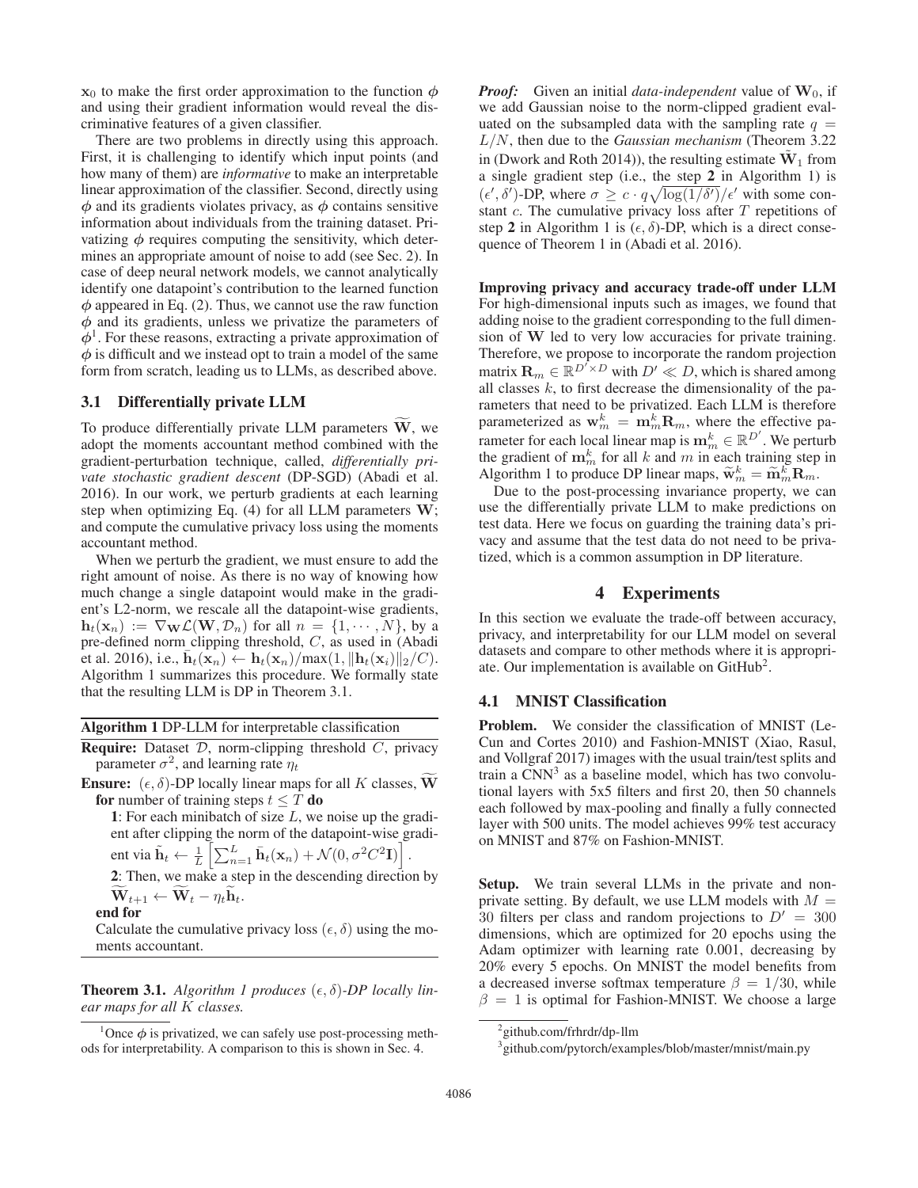$\mathbf{x}_0$ to make the first order approximation to the function $\phi$ and using their gradient information would reveal the discriminative features of a given classifier.

There are two problems in directly using this approach. First, it is challenging to identify which input points (and how many of them) are *informative* to make an interpretable linear approximation of the classifier. Second, directly using $\phi$ and its gradients violates privacy, as $\phi$ contains sensitive information about individuals from the training dataset. Privatizing $\phi$ requires computing the sensitivity, which determines an appropriate amount of noise to add (see Sec. 2). In case of deep neural network models, we cannot analytically identify one datapoint's contribution to the learned function $\phi$ appeared in Eq. (2). Thus, we cannot use the raw function $\phi$ and its gradients, unless we privatize the parameters of $\phi$[1]. For these reasons, extracting a private approximation of $\phi$ is difficult and we instead opt to train a model of the same form from scratch, leading us to LLMs, as described above.

### 3.1 Differentially private LLM

To produce differentially private LLM parameters $\widetilde{\mathbf{W}}$, we adopt the moments accountant method combined with the gradient-perturbation technique, called, *differentially private stochastic gradient descent* (DP-SGD) (Abadi et al. 2016). In our work, we perturb gradients at each learning step when optimizing Eq. (4) for all LLM parameters $\mathbf{W}$; and compute the cumulative privacy loss using the moments accountant method.

When we perturb the gradient, we must ensure to add the right amount of noise. As there is no way of knowing how much change a single datapoint would make in the gradient's L2-norm, we rescale all the datapoint-wise gradients, $\mathbf{h}_t(\mathbf{x}_n) := \nabla_{\mathbf{W}}\mathcal{L}(\mathbf{W}, \mathcal{D}_n)$ for all $n = \{1, \cdots, N\}$, by a pre-defined norm clipping threshold, $C$, as used in (Abadi et al. 2016), i.e., $\bar{\mathbf{h}}_t(\mathbf{x}_n) \leftarrow \mathbf{h}_t(\mathbf{x}_n)/\max(1, \|\mathbf{h}_t(\mathbf{x}_i)\|_2/C)$. Algorithm 1 summarizes this procedure. We formally state that the resulting LLM is DP in Theorem 3.1.

**Algorithm 1** DP-LLM for interpretable classification

**Require:** Dataset $\mathcal{D}$, norm-clipping threshold $C$, privacy parameter $\sigma^2$, and learning rate $\eta_t$

**Ensure:** $(\epsilon, \delta)$-DP locally linear maps for all $K$ classes, $\widetilde{\mathbf{W}}$

**for** number of training steps $t \leq T$ **do**

**1**: For each minibatch of size $L$, we noise up the gradient after clipping the norm of the datapoint-wise gradient via $\tilde{\mathbf{h}}_t \leftarrow \frac{1}{L}\left[\sum_{n=1}^{L} \bar{\mathbf{h}}_t(\mathbf{x}_n) + \mathcal{N}(0, \sigma^2 C^2 \mathbf{I})\right]$.

**2**: Then, we make a step in the descending direction by $\widetilde{\mathbf{W}}_{t+1} \leftarrow \widetilde{\mathbf{W}}_t - \eta_t \tilde{\mathbf{h}}_t$.

**end for**

Calculate the cumulative privacy loss $(\epsilon, \delta)$ using the moments accountant.

**Theorem 3.1.** *Algorithm 1 produces $(\epsilon, \delta)$-DP locally linear maps for all $K$ classes.*

***Proof:*** Given an initial *data-independent* value of $\mathbf{W}_0$, if we add Gaussian noise to the norm-clipped gradient evaluated on the subsampled data with the sampling rate $q = L/N$, then due to the *Gaussian mechanism* (Theorem 3.22 in (Dwork and Roth 2014)), the resulting estimate $\tilde{\mathbf{W}}_1$ from a single gradient step (i.e., the step **2** in Algorithm 1) is $(\epsilon', \delta')$-DP, where $\sigma \geq c \cdot q\sqrt{\log(1/\delta')}/\epsilon'$ with some constant $c$. The cumulative privacy loss after $T$ repetitions of step **2** in Algorithm 1 is $(\epsilon, \delta)$-DP, which is a direct consequence of Theorem 1 in (Abadi et al. 2016).

**Improving privacy and accuracy trade-off under LLM** For high-dimensional inputs such as images, we found that adding noise to the gradient corresponding to the full dimension of $\mathbf{W}$ led to very low accuracies for private training. Therefore, we propose to incorporate the random projection matrix $\mathbf{R}_m \in \mathbb{R}^{D' \times D}$ with $D' \ll D$, which is shared among all classes $k$, to first decrease the dimensionality of the parameters that need to be privatized. Each LLM is therefore parameterized as $\mathbf{w}_m^k = \mathbf{m}_m^k \mathbf{R}_m$, where the effective parameter for each local linear map is $\mathbf{m}_m^k \in \mathbb{R}^{D'}$. We perturb the gradient of $\mathbf{m}_m^k$ for all $k$ and $m$ in each training step in Algorithm 1 to produce DP linear maps, $\widetilde{\mathbf{w}}_m^k = \widetilde{\mathbf{m}}_m^k \mathbf{R}_m$.

Due to the post-processing invariance property, we can use the differentially private LLM to make predictions on test data. Here we focus on guarding the training data's privacy and assume that the test data do not need to be privatized, which is a common assumption in DP literature.

## 4 Experiments

In this section we evaluate the trade-off between accuracy, privacy, and interpretability for our LLM model on several datasets and compare to other methods where it is appropriate. Our implementation is available on GitHub[2].

### 4.1 MNIST Classification

**Problem.** We consider the classification of MNIST (LeCun and Cortes 2010) and Fashion-MNIST (Xiao, Rasul, and Vollgraf 2017) images with the usual train/test splits and train a CNN[3] as a baseline model, which has two convolutional layers with 5x5 filters and first 20, then 50 channels each followed by max-pooling and finally a fully connected layer with 500 units. The model achieves 99% test accuracy on MNIST and 87% on Fashion-MNIST.

**Setup.** We train several LLMs in the private and non-private setting. By default, we use LLM models with $M = 30$ filters per class and random projections to $D' = 300$ dimensions, which are optimized for 20 epochs using the Adam optimizer with learning rate 0.001, decreasing by 20% every 5 epochs. On MNIST the model benefits from a decreased inverse softmax temperature $\beta = 1/30$, while $\beta = 1$ is optimal for Fashion-MNIST. We choose a large

[1] Once $\phi$ is privatized, we can safely use post-processing methods for interpretability. A comparison to this is shown in Sec. 4.

[2] github.com/frhrdr/dp-llm

[3] github.com/pytorch/examples/blob/master/mnist/main.py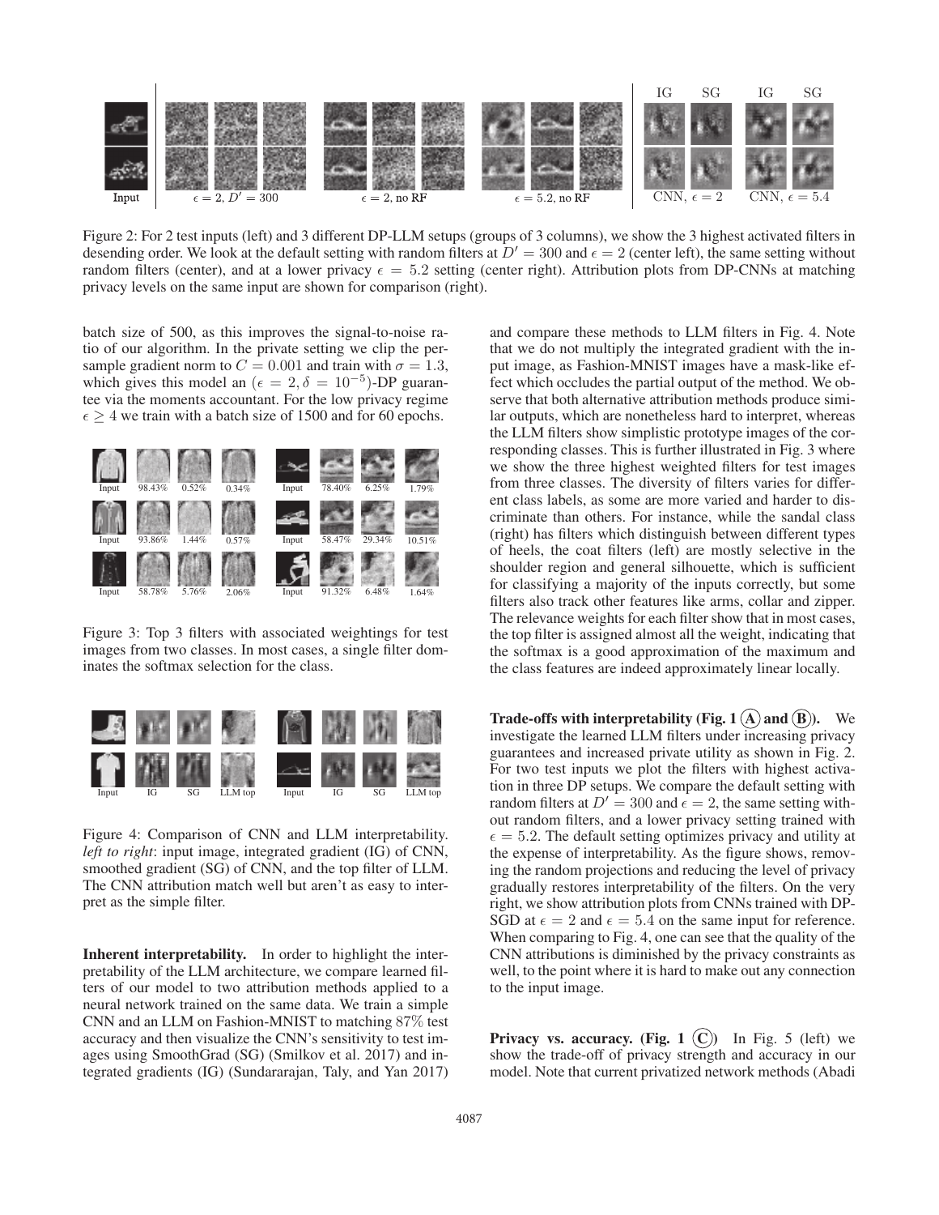Figure 2: For 2 test inputs (left) and 3 different DP-LLM setups (groups of 3 columns), we show the 3 highest activated filters in desending order. We look at the default setting with random filters at $D' = 300$ and $\epsilon = 2$ (center left), the same setting without random filters (center), and at a lower privacy $\epsilon = 5.2$ setting (center right). Attribution plots from DP-CNNs at matching privacy levels on the same input are shown for comparison (right).

batch size of 500, as this improves the signal-to-noise ratio of our algorithm. In the private setting we clip the per-sample gradient norm to $C = 0.001$ and train with $\sigma = 1.3$, which gives this model an $(\epsilon = 2, \delta = 10^{-5})$-DP guarantee via the moments accountant. For the low privacy regime $\epsilon \geq 4$ we train with a batch size of 1500 and for 60 epochs.

Figure 3: Top 3 filters with associated weightings for test images from two classes. In most cases, a single filter dominates the softmax selection for the class.

Figure 4: Comparison of CNN and LLM interpretability. *left to right*: input image, integrated gradient (IG) of CNN, smoothed gradient (SG) of CNN, and the top filter of LLM. The CNN attribution match well but aren't as easy to interpret as the simple filter.

**Inherent interpretability.** In order to highlight the interpretability of the LLM architecture, we compare learned filters of our model to two attribution methods applied to a neural network trained on the same data. We train a simple CNN and an LLM on Fashion-MNIST to matching 87% test accuracy and then visualize the CNN's sensitivity to test images using SmoothGrad (SG) (Smilkov et al. 2017) and integrated gradients (IG) (Sundararajan, Taly, and Yan 2017) and compare these methods to LLM filters in Fig. 4. Note that we do not multiply the integrated gradient with the input image, as Fashion-MNIST images have a mask-like effect which occludes the partial output of the method. We observe that both alternative attribution methods produce similar outputs, which are nonetheless hard to interpret, whereas the LLM filters show simplistic prototype images of the corresponding classes. This is further illustrated in Fig. 3 where we show the three highest weighted filters for test images from three classes. The diversity of filters varies for different class labels, as some are more varied and harder to discriminate than others. For instance, while the sandal class (right) has filters which distinguish between different types of heels, the coat filters (left) are mostly selective in the shoulder region and general silhouette, which is sufficient for classifying a majority of the inputs correctly, but some filters also track other features like arms, collar and zipper. The relevance weights for each filter show that in most cases, the top filter is assigned almost all the weight, indicating that the softmax is a good approximation of the maximum and the class features are indeed approximately linear locally.

**Trade-offs with interpretability (Fig. 1 (A) and (B)).** We investigate the learned LLM filters under increasing privacy guarantees and increased private utility as shown in Fig. 2. For two test inputs we plot the filters with highest activation in three DP setups. We compare the default setting with random filters at $D' = 300$ and $\epsilon = 2$, the same setting without random filters, and a lower privacy setting trained with $\epsilon = 5.2$. The default setting optimizes privacy and utility at the expense of interpretability. As the figure shows, removing the random projections and reducing the level of privacy gradually restores interpretability of the filters. On the very right, we show attribution plots from CNNs trained with DP-SGD at $\epsilon = 2$ and $\epsilon = 5.4$ on the same input for reference. When comparing to Fig. 4, one can see that the quality of the CNN attributions is diminished by the privacy constraints as well, to the point where it is hard to make out any connection to the input image.

**Privacy vs. accuracy. (Fig. 1 (C))** In Fig. 5 (left) we show the trade-off of privacy strength and accuracy in our model. Note that current privatized network methods (Abadi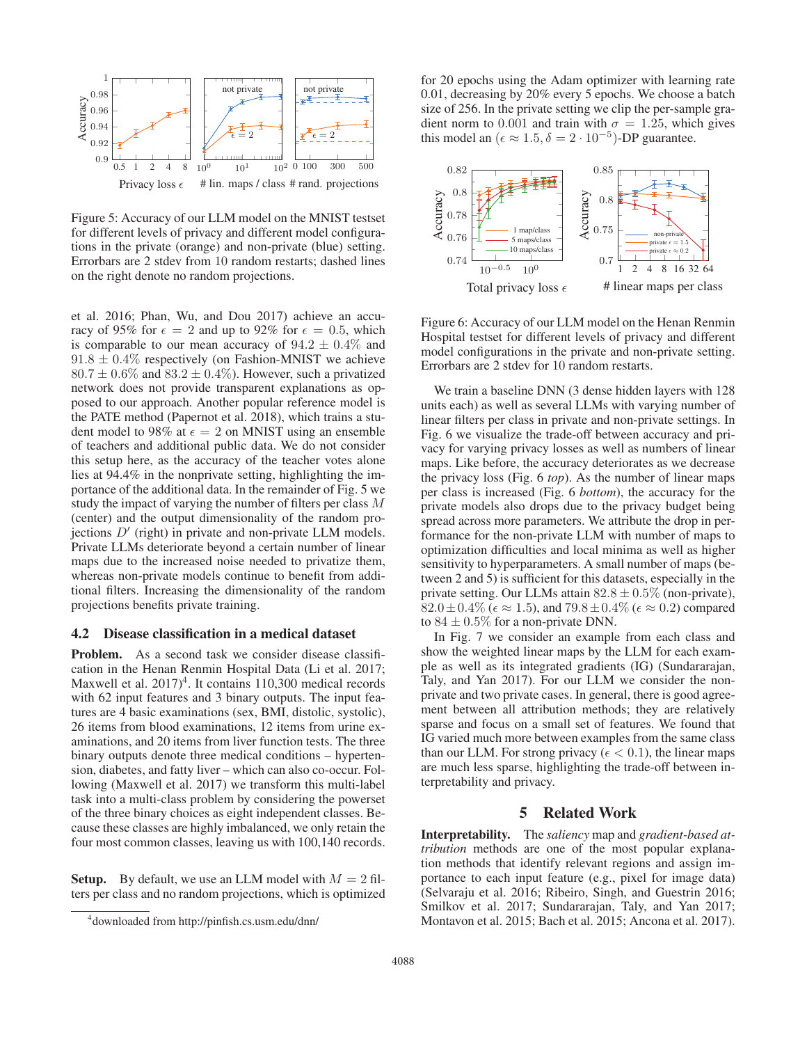Figure 5: Accuracy of our LLM model on the MNIST testset for different levels of privacy and different model configurations in the private (orange) and non-private (blue) setting. Errorbars are 2 stdev from 10 random restarts; dashed lines on the right denote no random projections.

et al. 2016; Phan, Wu, and Dou 2017) achieve an accuracy of 95% for $\epsilon = 2$ and up to 92% for $\epsilon = 0.5$, which is comparable to our mean accuracy of $94.2 \pm 0.4\%$ and $91.8 \pm 0.4\%$ respectively (on Fashion-MNIST we achieve $80.7 \pm 0.6\%$ and $83.2 \pm 0.4\%$). However, such a privatized network does not provide transparent explanations as opposed to our approach. Another popular reference model is the PATE method (Papernot et al. 2018), which trains a student model to 98% at $\epsilon = 2$ on MNIST using an ensemble of teachers and additional public data. We do not consider this setup here, as the accuracy of the teacher votes alone lies at 94.4% in the nonprivate setting, highlighting the importance of the additional data. In the remainder of Fig. 5 we study the impact of varying the number of filters per class $M$ (center) and the output dimensionality of the random projections $D'$ (right) in private and non-private LLM models. Private LLMs deteriorate beyond a certain number of linear maps due to the increased noise needed to privatize them, whereas non-private models continue to benefit from additional filters. Increasing the dimensionality of the random projections benefits private training.

### 4.2 Disease classification in a medical dataset

**Problem.** As a second task we consider disease classification in the Henan Renmin Hospital Data (Li et al. 2017; Maxwell et al. 2017)[4]. It contains 110,300 medical records with 62 input features and 3 binary outputs. The input features are 4 basic examinations (sex, BMI, distolic, systolic), 26 items from blood examinations, 12 items from urine examinations, and 20 items from liver function tests. The three binary outputs denote three medical conditions – hypertension, diabetes, and fatty liver – which can also co-occur. Following (Maxwell et al. 2017) we transform this multi-label task into a multi-class problem by considering the powerset of the three binary choices as eight independent classes. Because these classes are highly imbalanced, we only retain the four most common classes, leaving us with 100,140 records.

**Setup.** By default, we use an LLM model with $M = 2$ filters per class and no random projections, which is optimized for 20 epochs using the Adam optimizer with learning rate 0.01, decreasing by 20% every 5 epochs. We choose a batch size of 256. In the private setting we clip the per-sample gradient norm to 0.001 and train with $\sigma = 1.25$, which gives this model an $(\epsilon \approx 1.5, \delta = 2 \cdot 10^{-5})$-DP guarantee.

[4] downloaded from http://pinfish.cs.usm.edu/dnn/

Figure 6: Accuracy of our LLM model on the Henan Renmin Hospital testset for different levels of privacy and different model configurations in the private and non-private setting. Errorbars are 2 stdev for 10 random restarts.

We train a baseline DNN (3 dense hidden layers with 128 units each) as well as several LLMs with varying number of linear filters per class in private and non-private settings. In Fig. 6 we visualize the trade-off between accuracy and privacy for varying privacy losses as well as numbers of linear maps. Like before, the accuracy deteriorates as we decrease the privacy loss (Fig. 6 *top*). As the number of linear maps per class is increased (Fig. 6 *bottom*), the accuracy for the private models also drops due to the privacy budget being spread across more parameters. We attribute the drop in performance for the non-private LLM with number of maps to optimization difficulties and local minima as well as higher sensitivity to hyperparameters. A small number of maps (between 2 and 5) is sufficient for this datasets, especially in the private setting. Our LLMs attain $82.8 \pm 0.5\%$ (non-private), $82.0 \pm 0.4\%$ ($\epsilon \approx 1.5$), and $79.8 \pm 0.4\%$ ($\epsilon \approx 0.2$) compared to $84 \pm 0.5\%$ for a non-private DNN.

In Fig. 7 we consider an example from each class and show the weighted linear maps by the LLM for each example as well as its integrated gradients (IG) (Sundararajan, Taly, and Yan 2017). For our LLM we consider the non-private and two private cases. In general, there is good agreement between all attribution methods; they are relatively sparse and focus on a small set of features. We found that IG varied much more between examples from the same class than our LLM. For strong privacy ($\epsilon < 0.1$), the linear maps are much less sparse, highlighting the trade-off between interpretability and privacy.

## 5 Related Work

**Interpretability.** The *saliency* map and *gradient-based attribution* methods are one of the most popular explanation methods that identify relevant regions and assign importance to each input feature (e.g., pixel for image data) (Selvaraju et al. 2016; Ribeiro, Singh, and Guestrin 2016; Smilkov et al. 2017; Sundararajan, Taly, and Yan 2017; Montavon et al. 2015; Bach et al. 2015; Ancona et al. 2017).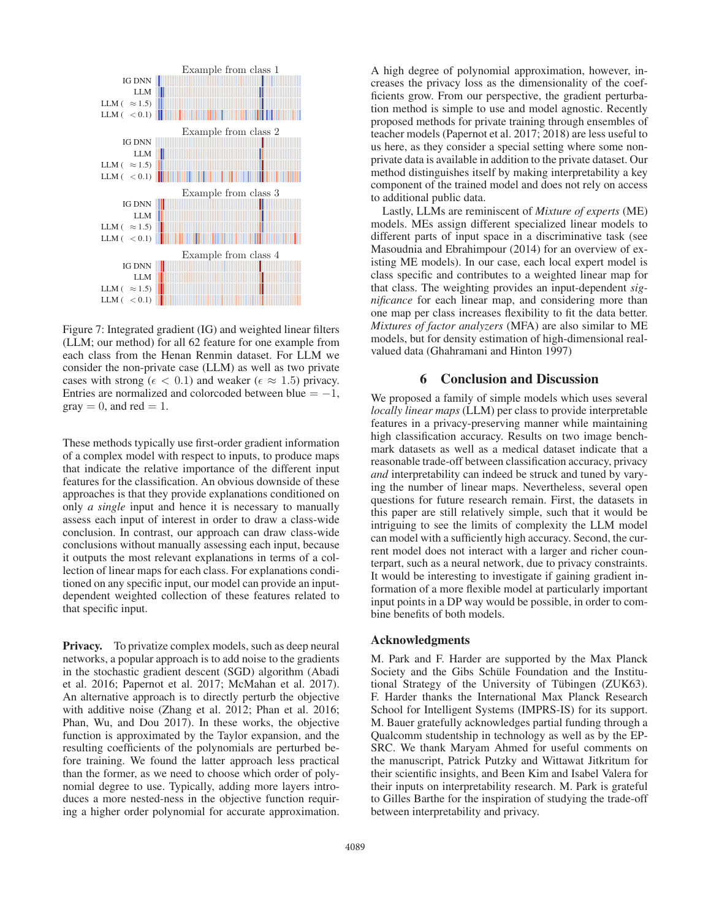Figure 7: Integrated gradient (IG) and weighted linear filters (LLM; our method) for all 62 feature for one example from each class from the Henan Renmin dataset. For LLM we consider the non-private case (LLM) as well as two private cases with strong ($\epsilon < 0.1$) and weaker ($\epsilon \approx 1.5$) privacy. Entries are normalized and colorcoded between blue $= -1$, gray $= 0$, and red $= 1$.

These methods typically use first-order gradient information of a complex model with respect to inputs, to produce maps that indicate the relative importance of the different input features for the classification. An obvious downside of these approaches is that they provide explanations conditioned on only *a single* input and hence it is necessary to manually assess each input of interest in order to draw a class-wide conclusion. In contrast, our approach can draw class-wide conclusions without manually assessing each input, because it outputs the most relevant explanations in terms of a collection of linear maps for each class. For explanations conditioned on any specific input, our model can provide an input-dependent weighted collection of these features related to that specific input.

**Privacy.** To privatize complex models, such as deep neural networks, a popular approach is to add noise to the gradients in the stochastic gradient descent (SGD) algorithm (Abadi et al. 2016; Papernot et al. 2017; McMahan et al. 2017). An alternative approach is to directly perturb the objective with additive noise (Zhang et al. 2012; Phan et al. 2016; Phan, Wu, and Dou 2017). In these works, the objective function is approximated by the Taylor expansion, and the resulting coefficients of the polynomials are perturbed before training. We found the latter approach less practical than the former, as we need to choose which order of polynomial degree to use. Typically, adding more layers introduces a more nested-ness in the objective function requiring a higher order polynomial for accurate approximation. A high degree of polynomial approximation, however, increases the privacy loss as the dimensionality of the coefficients grow. From our perspective, the gradient perturbation method is simple to use and model agnostic. Recently proposed methods for private training through ensembles of teacher models (Papernot et al. 2017; 2018) are less useful to us here, as they consider a special setting where some non-private data is available in addition to the private dataset. Our method distinguishes itself by making interpretability a key component of the trained model and does not rely on access to additional public data.

Lastly, LLMs are reminiscent of *Mixture of experts* (ME) models. MEs assign different specialized linear models to different parts of input space in a discriminative task (see Masoudnia and Ebrahimpour (2014) for an overview of existing ME models). In our case, each local expert model is class specific and contributes to a weighted linear map for that class. The weighting provides an input-dependent *significance* for each linear map, and considering more than one map per class increases flexibility to fit the data better. *Mixtures of factor analyzers* (MFA) are also similar to ME models, but for density estimation of high-dimensional real-valued data (Ghahramani and Hinton 1997)

## 6 Conclusion and Discussion

We proposed a family of simple models which uses several *locally linear maps* (LLM) per class to provide interpretable features in a privacy-preserving manner while maintaining high classification accuracy. Results on two image benchmark datasets as well as a medical dataset indicate that a reasonable trade-off between classification accuracy, privacy *and* interpretability can indeed be struck and tuned by varying the number of linear maps. Nevertheless, several open questions for future research remain. First, the datasets in this paper are still relatively simple, such that it would be intriguing to see the limits of complexity the LLM model can model with a sufficiently high accuracy. Second, the current model does not interact with a larger and richer counterpart, such as a neural network, due to privacy constraints. It would be interesting to investigate if gaining gradient information of a more flexible model at particularly important input points in a DP way would be possible, in order to combine benefits of both models.

### Acknowledgments

M. Park and F. Harder are supported by the Max Planck Society and the Gibs Schüle Foundation and the Institutional Strategy of the University of Tübingen (ZUK63). F. Harder thanks the International Max Planck Research School for Intelligent Systems (IMPRS-IS) for its support. M. Bauer gratefully acknowledges partial funding through a Qualcomm studentship in technology as well as by the EPSRC. We thank Maryam Ahmed for useful comments on the manuscript, Patrick Putzky and Wittawat Jitkritum for their scientific insights, and Been Kim and Isabel Valera for their inputs on interpretability research. M. Park is grateful to Gilles Barthe for the inspiration of studying the trade-off between interpretability and privacy.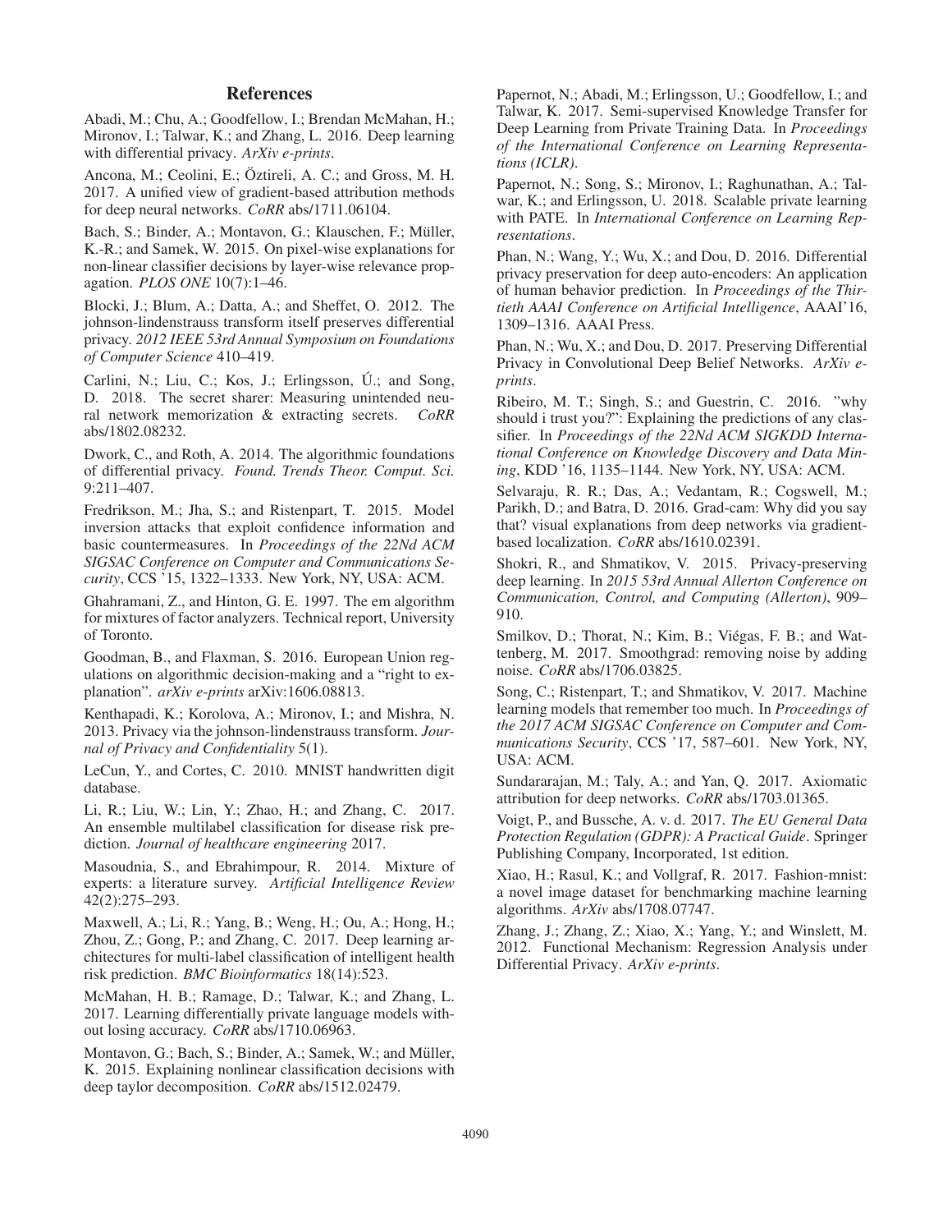## References

Abadi, M.; Chu, A.; Goodfellow, I.; Brendan McMahan, H.; Mironov, I.; Talwar, K.; and Zhang, L. 2016. Deep learning with differential privacy. *ArXiv e-prints*.

Ancona, M.; Ceolini, E.; Öztireli, A. C.; and Gross, M. H. 2017. A unified view of gradient-based attribution methods for deep neural networks. *CoRR* abs/1711.06104.

Bach, S.; Binder, A.; Montavon, G.; Klauschen, F.; Müller, K.-R.; and Samek, W. 2015. On pixel-wise explanations for non-linear classifier decisions by layer-wise relevance propagation. *PLOS ONE* 10(7):1–46.

Blocki, J.; Blum, A.; Datta, A.; and Sheffet, O. 2012. The johnson-lindenstrauss transform itself preserves differential privacy. *2012 IEEE 53rd Annual Symposium on Foundations of Computer Science* 410–419.

Carlini, N.; Liu, C.; Kos, J.; Erlingsson, Ú.; and Song, D. 2018. The secret sharer: Measuring unintended neural network memorization & extracting secrets. *CoRR* abs/1802.08232.

Dwork, C., and Roth, A. 2014. The algorithmic foundations of differential privacy. *Found. Trends Theor. Comput. Sci.* 9:211–407.

Fredrikson, M.; Jha, S.; and Ristenpart, T. 2015. Model inversion attacks that exploit confidence information and basic countermeasures. In *Proceedings of the 22Nd ACM SIGSAC Conference on Computer and Communications Security*, CCS '15, 1322–1333. New York, NY, USA: ACM.

Ghahramani, Z., and Hinton, G. E. 1997. The em algorithm for mixtures of factor analyzers. Technical report, University of Toronto.

Goodman, B., and Flaxman, S. 2016. European Union regulations on algorithmic decision-making and a "right to explanation". *arXiv e-prints* arXiv:1606.08813.

Kenthapadi, K.; Korolova, A.; Mironov, I.; and Mishra, N. 2013. Privacy via the johnson-lindenstrauss transform. *Journal of Privacy and Confidentiality* 5(1).

LeCun, Y., and Cortes, C. 2010. MNIST handwritten digit database.

Li, R.; Liu, W.; Lin, Y.; Zhao, H.; and Zhang, C. 2017. An ensemble multilabel classification for disease risk prediction. *Journal of healthcare engineering* 2017.

Masoudnia, S., and Ebrahimpour, R. 2014. Mixture of experts: a literature survey. *Artificial Intelligence Review* 42(2):275–293.

Maxwell, A.; Li, R.; Yang, B.; Weng, H.; Ou, A.; Hong, H.; Zhou, Z.; Gong, P.; and Zhang, C. 2017. Deep learning architectures for multi-label classification of intelligent health risk prediction. *BMC Bioinformatics* 18(14):523.

McMahan, H. B.; Ramage, D.; Talwar, K.; and Zhang, L. 2017. Learning differentially private language models without losing accuracy. *CoRR* abs/1710.06963.

Montavon, G.; Bach, S.; Binder, A.; Samek, W.; and Müller, K. 2015. Explaining nonlinear classification decisions with deep taylor decomposition. *CoRR* abs/1512.02479.

Papernot, N.; Abadi, M.; Erlingsson, U.; Goodfellow, I.; and Talwar, K. 2017. Semi-supervised Knowledge Transfer for Deep Learning from Private Training Data. In *Proceedings of the International Conference on Learning Representations (ICLR)*.

Papernot, N.; Song, S.; Mironov, I.; Raghunathan, A.; Talwar, K.; and Erlingsson, U. 2018. Scalable private learning with PATE. In *International Conference on Learning Representations*.

Phan, N.; Wang, Y.; Wu, X.; and Dou, D. 2016. Differential privacy preservation for deep auto-encoders: An application of human behavior prediction. In *Proceedings of the Thirtieth AAAI Conference on Artificial Intelligence*, AAAI'16, 1309–1316. AAAI Press.

Phan, N.; Wu, X.; and Dou, D. 2017. Preserving Differential Privacy in Convolutional Deep Belief Networks. *ArXiv e-prints*.

Ribeiro, M. T.; Singh, S.; and Guestrin, C. 2016. "why should i trust you?": Explaining the predictions of any classifier. In *Proceedings of the 22Nd ACM SIGKDD International Conference on Knowledge Discovery and Data Mining*, KDD '16, 1135–1144. New York, NY, USA: ACM.

Selvaraju, R. R.; Das, A.; Vedantam, R.; Cogswell, M.; Parikh, D.; and Batra, D. 2016. Grad-cam: Why did you say that? visual explanations from deep networks via gradient-based localization. *CoRR* abs/1610.02391.

Shokri, R., and Shmatikov, V. 2015. Privacy-preserving deep learning. In *2015 53rd Annual Allerton Conference on Communication, Control, and Computing (Allerton)*, 909–910.

Smilkov, D.; Thorat, N.; Kim, B.; Viégas, F. B.; and Wattenberg, M. 2017. Smoothgrad: removing noise by adding noise. *CoRR* abs/1706.03825.

Song, C.; Ristenpart, T.; and Shmatikov, V. 2017. Machine learning models that remember too much. In *Proceedings of the 2017 ACM SIGSAC Conference on Computer and Communications Security*, CCS '17, 587–601. New York, NY, USA: ACM.

Sundararajan, M.; Taly, A.; and Yan, Q. 2017. Axiomatic attribution for deep networks. *CoRR* abs/1703.01365.

Voigt, P., and Bussche, A. v. d. 2017. *The EU General Data Protection Regulation (GDPR): A Practical Guide*. Springer Publishing Company, Incorporated, 1st edition.

Xiao, H.; Rasul, K.; and Vollgraf, R. 2017. Fashion-mnist: a novel image dataset for benchmarking machine learning algorithms. *ArXiv* abs/1708.07747.

Zhang, J.; Zhang, Z.; Xiao, X.; Yang, Y.; and Winslett, M. 2012. Functional Mechanism: Regression Analysis under Differential Privacy. *ArXiv e-prints*.